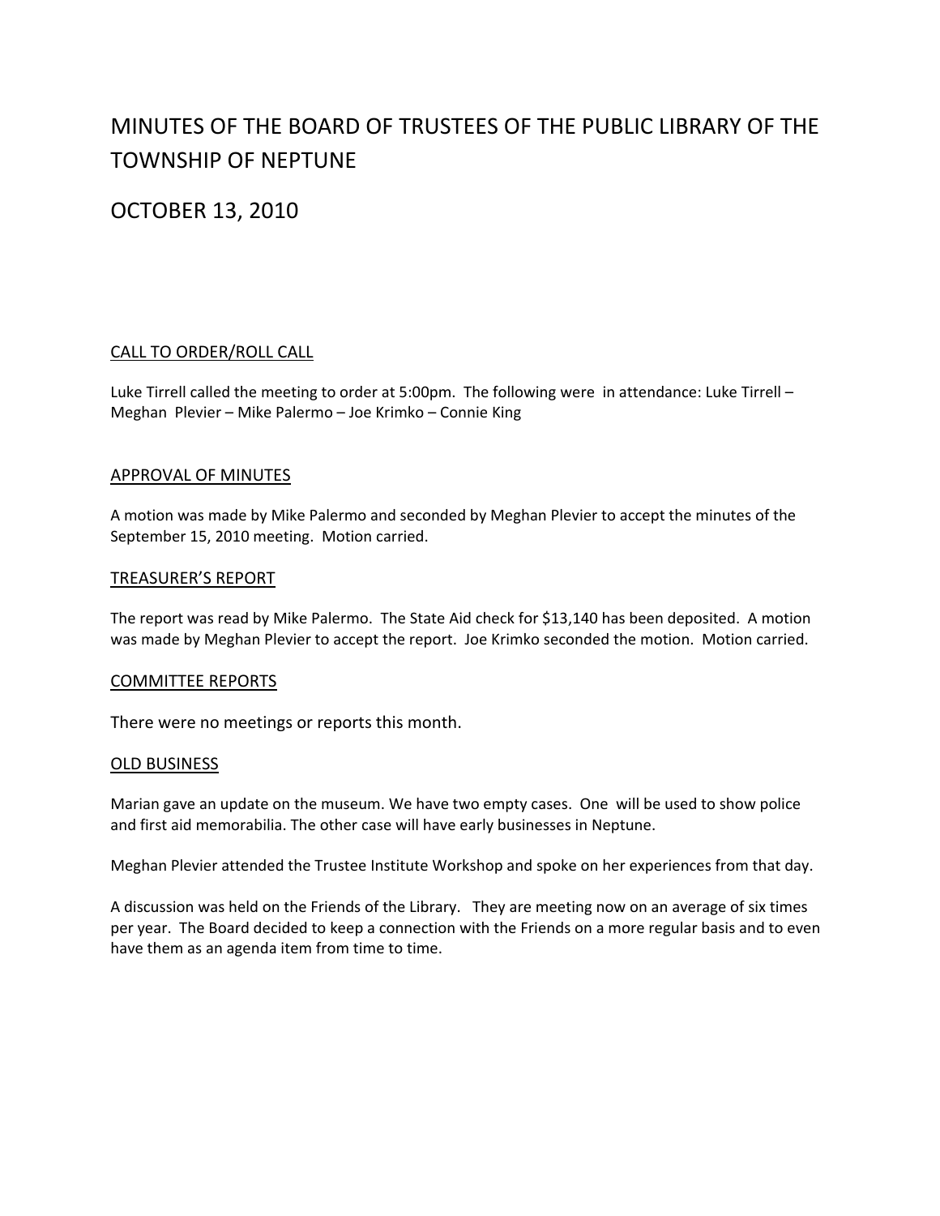# MINUTES OF THE BOARD OF TRUSTEES OF THE PUBLIC LIBRARY OF THE TOWNSHIP OF NEPTUNE

## OCTOBER 13, 2010

### CALL TO ORDER/ROLL CALL

Luke Tirrell called the meeting to order at 5:00pm. The following were in attendance: Luke Tirrell – Meghan Plevier – Mike Palermo – Joe Krimko – Connie King

### APPROVAL OF MINUTES

A motion was made by Mike Palermo and seconded by Meghan Plevier to accept the minutes of the September 15, 2010 meeting. Motion carried.

### TREASURER'S REPORT

The report was read by Mike Palermo. The State Aid check for $13,140 has been deposited. A motion was made by Meghan Plevier to accept the report. Joe Krimko seconded the motion. Motion carried.

### COMMITTEE REPORTS

There were no meetings or reports this month.

### OLD BUSINESS

Marian gave an update on the museum. We have two empty cases. One will be used to show police and first aid memorabilia. The other case will have early businesses in Neptune.

Meghan Plevier attended the Trustee Institute Workshop and spoke on her experiences from that day.

A discussion was held on the Friends of the Library. They are meeting now on an average of six times per year. The Board decided to keep a connection with the Friends on a more regular basis and to even have them as an agenda item from time to time.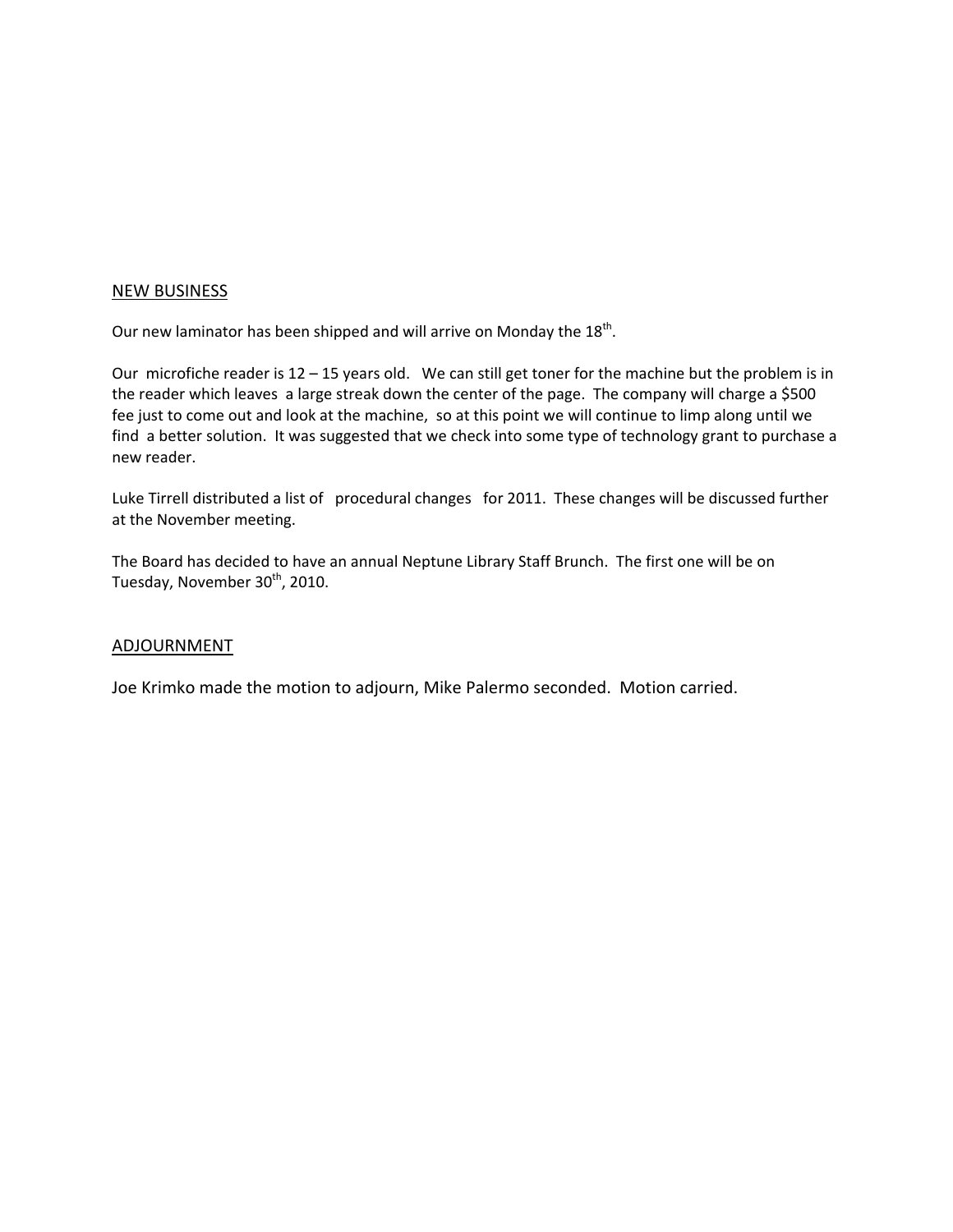## NEW BUSINESS

Our new laminator has been shipped and will arrive on Monday the 18th.

Our microfiche reader is 12 – 15 years old. We can still get toner for the machine but the problem is in the reader which leaves a large streak down the center of the page. The company will charge a $500 fee just to come out and look at the machine, so at this point we will continue to limp along until we find a better solution. It was suggested that we check into some type of technology grant to purchase a new reader.

Luke Tirrell distributed a list of procedural changes for 2011. These changes will be discussed further at the November meeting.

The Board has decided to have an annual Neptune Library Staff Brunch. The first one will be on Tuesday, November 30th, 2010.

## ADJOURNMENT

Joe Krimko made the motion to adjourn, Mike Palermo seconded. Motion carried.